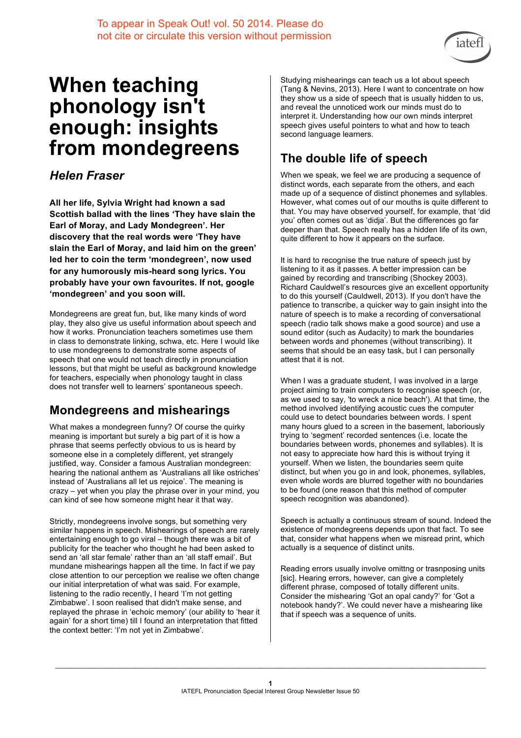To appear in Speak Out! vol. 50 2014. Please do not cite or circulate this version without permission

# When teaching phonology isn't enough: insights from mondegreens

## *Helen Fraser*

**All her life, Sylvia Wright had known a sad Scottish ballad with the lines 'They have slain the Earl of Moray, and Lady Mondegreen'. Her discovery that the real words were 'They have slain the Earl of Moray, and laid him on the green' led her to coin the term 'mondegreen', now used for any humorously mis-heard song lyrics. You probably have your own favourites. If not, google 'mondegreen' and you soon will.**

Mondegreens are great fun, but, like many kinds of word play, they also give us useful information about speech and how it works. Pronunciation teachers sometimes use them in class to demonstrate linking, schwa, etc. Here I would like to use mondegreens to demonstrate some aspects of speech that one would not teach directly in pronunciation lessons, but that might be useful as background knowledge for teachers, especially when phonology taught in class does not transfer well to learners' spontaneous speech.

## Mondegreens and mishearings

What makes a mondegreen funny? Of course the quirky meaning is important but surely a big part of it is how a phrase that seems perfectly obvious to us is heard by someone else in a completely different, yet strangely justified, way. Consider a famous Australian mondegreen: hearing the national anthem as 'Australians all like ostriches' instead of 'Australians all let us rejoice'. The meaning is crazy – yet when you play the phrase over in your mind, you can kind of see how someone might hear it that way.

Strictly, mondegreens involve songs, but something very similar happens in speech. Mishearings of speech are rarely entertaining enough to go viral – though there was a bit of publicity for the teacher who thought he had been asked to send an 'all star female' rather than an 'all staff email'. But mundane mishearings happen all the time. In fact if we pay close attention to our perception we realise we often change our initial interpretation of what was said. For example, listening to the radio recently, I heard 'I'm not getting Zimbabwe'. I soon realised that didn't make sense, and replayed the phrase in 'echoic memory' (our ability to 'hear it again' for a short time) till I found an interpretation that fitted the context better: 'I'm not yet in Zimbabwe'.

Studying mishearings can teach us a lot about speech (Tang & Nevins, 2013). Here I want to concentrate on how they show us a side of speech that is usually hidden to us, and reveal the unnoticed work our minds must do to interpret it. Understanding how our own minds interpret speech gives useful pointers to what and how to teach second language learners.

## The double life of speech

When we speak, we feel we are producing a sequence of distinct words, each separate from the others, and each made up of a sequence of distinct phonemes and syllables. However, what comes out of our mouths is quite different to that. You may have observed yourself, for example, that 'did you' often comes out as 'didja'. But the differences go far deeper than that. Speech really has a hidden life of its own, quite different to how it appears on the surface.

It is hard to recognise the true nature of speech just by listening to it as it passes. A better impression can be gained by recording and transcribing (Shockey 2003). Richard Cauldwell's resources give an excellent opportunity to do this yourself (Cauldwell, 2013). If you don't have the patience to transcribe, a quicker way to gain insight into the nature of speech is to make a recording of conversational speech (radio talk shows make a good source) and use a sound editor (such as Audacity) to mark the boundaries between words and phonemes (without transcribing). It seems that should be an easy task, but I can personally attest that it is not.

When I was a graduate student, I was involved in a large project aiming to train computers to recognise speech (or, as we used to say, 'to wreck a nice beach'). At that time, the method involved identifying acoustic cues the computer could use to detect boundaries between words. I spent many hours glued to a screen in the basement, laboriously trying to 'segment' recorded sentences (i.e. locate the boundaries between words, phonemes and syllables). It is not easy to appreciate how hard this is without trying it yourself. When we listen, the boundaries seem quite distinct, but when you go in and look, phonemes, syllables, even whole words are blurred together with no boundaries to be found (one reason that this method of computer speech recognition was abandoned).

Speech is actually a continuous stream of sound. Indeed the existence of mondegreens depends upon that fact. To see that, consider what happens when we misread print, which actually is a sequence of distinct units.

Reading errors usually involve omittng or trasnposing units [sic]. Hearing errors, however, can give a completely different phrase, composed of totally different units. Consider the mishearing 'Got an opal candy?' for 'Got a notebook handy?'. We could never have a mishearing like that if speech was a sequence of units.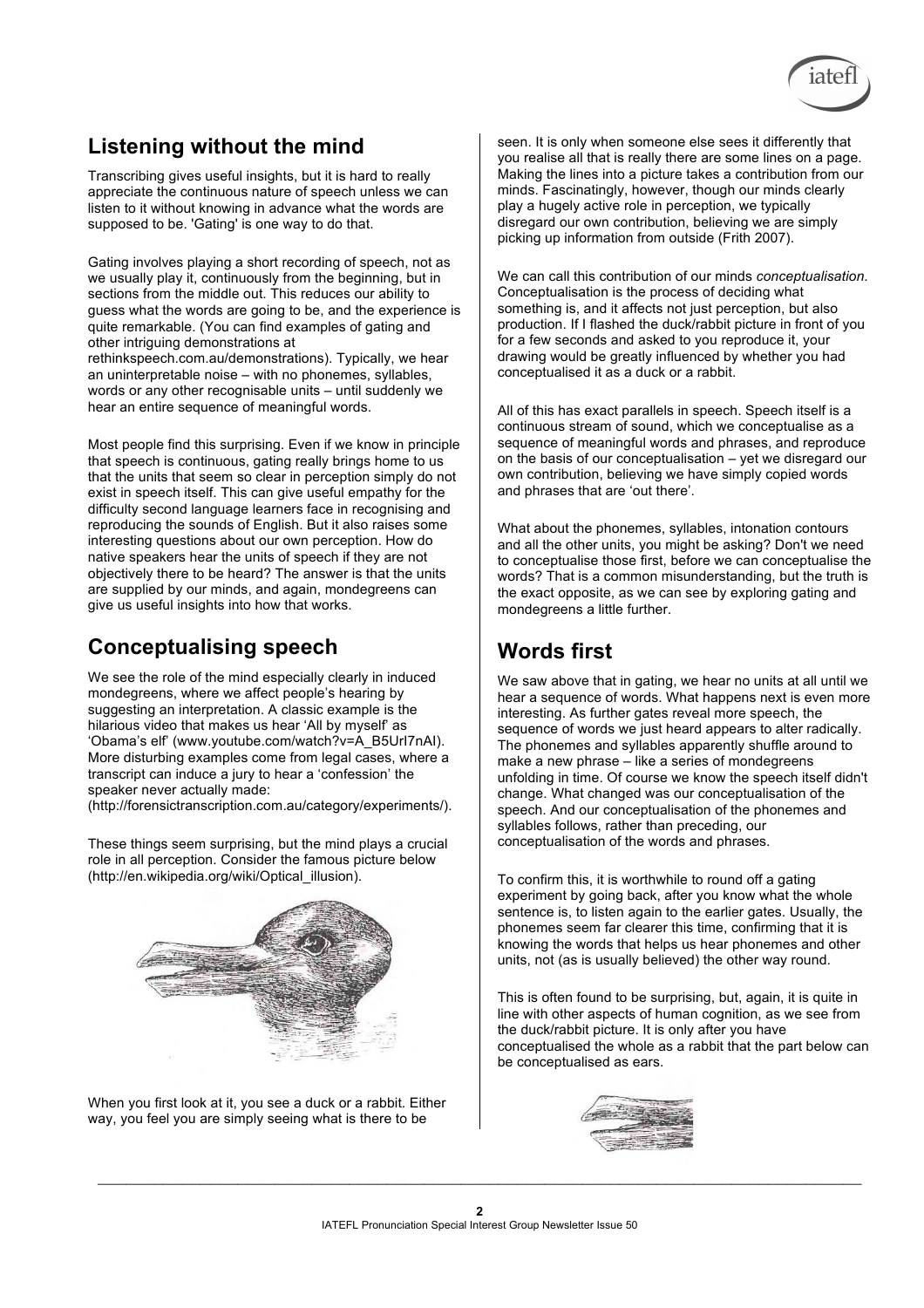## Listening without the mind

Transcribing gives useful insights, but it is hard to really appreciate the continuous nature of speech unless we can listen to it without knowing in advance what the words are supposed to be. 'Gating' is one way to do that.

Gating involves playing a short recording of speech, not as we usually play it, continuously from the beginning, but in sections from the middle out. This reduces our ability to guess what the words are going to be, and the experience is quite remarkable. (You can find examples of gating and other intriguing demonstrations at rethinkspeech.com.au/demonstrations). Typically, we hear an uninterpretable noise – with no phonemes, syllables, words or any other recognisable units – until suddenly we hear an entire sequence of meaningful words.

Most people find this surprising. Even if we know in principle that speech is continuous, gating really brings home to us that the units that seem so clear in perception simply do not exist in speech itself. This can give useful empathy for the difficulty second language learners face in recognising and reproducing the sounds of English. But it also raises some interesting questions about our own perception. How do native speakers hear the units of speech if they are not objectively there to be heard? The answer is that the units are supplied by our minds, and again, mondegreens can give us useful insights into how that works.

## Conceptualising speech

We see the role of the mind especially clearly in induced mondegreens, where we affect people's hearing by suggesting an interpretation. A classic example is the hilarious video that makes us hear 'All by myself' as 'Obama's elf' (www.youtube.com/watch?v=A_B5UrI7nAI). More disturbing examples come from legal cases, where a transcript can induce a jury to hear a 'confession' the speaker never actually made: (http://forensictranscription.com.au/category/experiments/).

These things seem surprising, but the mind plays a crucial role in all perception. Consider the famous picture below (http://en.wikipedia.org/wiki/Optical_illusion).

When you first look at it, you see a duck or a rabbit. Either way, you feel you are simply seeing what is there to be seen. It is only when someone else sees it differently that you realise all that is really there are some lines on a page. Making the lines into a picture takes a contribution from our minds. Fascinatingly, however, though our minds clearly play a hugely active role in perception, we typically disregard our own contribution, believing we are simply picking up information from outside (Frith 2007).

We can call this contribution of our minds *conceptualisation*. Conceptualisation is the process of deciding what something is, and it affects not just perception, but also production. If I flashed the duck/rabbit picture in front of you for a few seconds and asked to you reproduce it, your drawing would be greatly influenced by whether you had conceptualised it as a duck or a rabbit.

All of this has exact parallels in speech. Speech itself is a continuous stream of sound, which we conceptualise as a sequence of meaningful words and phrases, and reproduce on the basis of our conceptualisation – yet we disregard our own contribution, believing we have simply copied words and phrases that are 'out there'.

What about the phonemes, syllables, intonation contours and all the other units, you might be asking? Don't we need to conceptualise those first, before we can conceptualise the words? That is a common misunderstanding, but the truth is the exact opposite, as we can see by exploring gating and mondegreens a little further.

## Words first

We saw above that in gating, we hear no units at all until we hear a sequence of words. What happens next is even more interesting. As further gates reveal more speech, the sequence of words we just heard appears to alter radically. The phonemes and syllables apparently shuffle around to make a new phrase – like a series of mondegreens unfolding in time. Of course we know the speech itself didn't change. What changed was our conceptualisation of the speech. And our conceptualisation of the phonemes and syllables follows, rather than preceding, our conceptualisation of the words and phrases.

To confirm this, it is worthwhile to round off a gating experiment by going back, after you know what the whole sentence is, to listen again to the earlier gates. Usually, the phonemes seem far clearer this time, confirming that it is knowing the words that helps us hear phonemes and other units, not (as is usually believed) the other way round.

This is often found to be surprising, but, again, it is quite in line with other aspects of human cognition, as we see from the duck/rabbit picture. It is only after you have conceptualised the whole as a rabbit that the part below can be conceptualised as ears.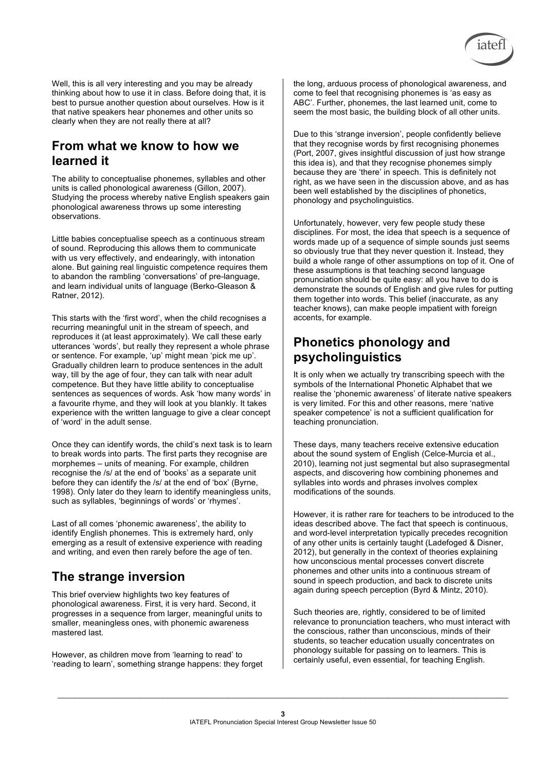Well, this is all very interesting and you may be already thinking about how to use it in class. Before doing that, it is best to pursue another question about ourselves. How is it that native speakers hear phonemes and other units so clearly when they are not really there at all?

## From what we know to how we learned it

The ability to conceptualise phonemes, syllables and other units is called phonological awareness (Gillon, 2007). Studying the process whereby native English speakers gain phonological awareness throws up some interesting observations.

Little babies conceptualise speech as a continuous stream of sound. Reproducing this allows them to communicate with us very effectively, and endearingly, with intonation alone. But gaining real linguistic competence requires them to abandon the rambling 'conversations' of pre-language, and learn individual units of language (Berko-Gleason & Ratner, 2012).

This starts with the 'first word', when the child recognises a recurring meaningful unit in the stream of speech, and reproduces it (at least approximately). We call these early utterances 'words', but really they represent a whole phrase or sentence. For example, 'up' might mean 'pick me up'. Gradually children learn to produce sentences in the adult way, till by the age of four, they can talk with near adult competence. But they have little ability to conceptualise sentences as sequences of words. Ask 'how many words' in a favourite rhyme, and they will look at you blankly. It takes experience with the written language to give a clear concept of 'word' in the adult sense.

Once they can identify words, the child's next task is to learn to break words into parts. The first parts they recognise are morphemes – units of meaning. For example, children recognise the /s/ at the end of 'books' as a separate unit before they can identify the /s/ at the end of 'box' (Byrne, 1998). Only later do they learn to identify meaningless units, such as syllables, 'beginnings of words' or 'rhymes'.

Last of all comes 'phonemic awareness', the ability to identify English phonemes. This is extremely hard, only emerging as a result of extensive experience with reading and writing, and even then rarely before the age of ten.

## The strange inversion

This brief overview highlights two key features of phonological awareness. First, it is very hard. Second, it progresses in a sequence from larger, meaningful units to smaller, meaningless ones, with phonemic awareness mastered last.

However, as children move from 'learning to read' to 'reading to learn', something strange happens: they forget the long, arduous process of phonological awareness, and come to feel that recognising phonemes is 'as easy as ABC'. Further, phonemes, the last learned unit, come to seem the most basic, the building block of all other units.

Due to this 'strange inversion', people confidently believe that they recognise words by first recognising phonemes (Port, 2007, gives insightful discussion of just how strange this idea is), and that they recognise phonemes simply because they are 'there' in speech. This is definitely not right, as we have seen in the discussion above, and as has been well established by the disciplines of phonetics, phonology and psycholinguistics.

Unfortunately, however, very few people study these disciplines. For most, the idea that speech is a sequence of words made up of a sequence of simple sounds just seems so obviously true that they never question it. Instead, they build a whole range of other assumptions on top of it. One of these assumptions is that teaching second language pronunciation should be quite easy: all you have to do is demonstrate the sounds of English and give rules for putting them together into words. This belief (inaccurate, as any teacher knows), can make people impatient with foreign accents, for example.

## Phonetics phonology and psycholinguistics

It is only when we actually try transcribing speech with the symbols of the International Phonetic Alphabet that we realise the 'phonemic awareness' of literate native speakers is very limited. For this and other reasons, mere 'native speaker competence' is not a sufficient qualification for teaching pronunciation.

These days, many teachers receive extensive education about the sound system of English (Celce-Murcia et al., 2010), learning not just segmental but also suprasegmental aspects, and discovering how combining phonemes and syllables into words and phrases involves complex modifications of the sounds.

However, it is rather rare for teachers to be introduced to the ideas described above. The fact that speech is continuous, and word-level interpretation typically precedes recognition of any other units is certainly taught (Ladefoged & Disner, 2012), but generally in the context of theories explaining how unconscious mental processes convert discrete phonemes and other units into a continuous stream of sound in speech production, and back to discrete units again during speech perception (Byrd & Mintz, 2010).

Such theories are, rightly, considered to be of limited relevance to pronunciation teachers, who must interact with the conscious, rather than unconscious, minds of their students, so teacher education usually concentrates on phonology suitable for passing on to learners. This is certainly useful, even essential, for teaching English.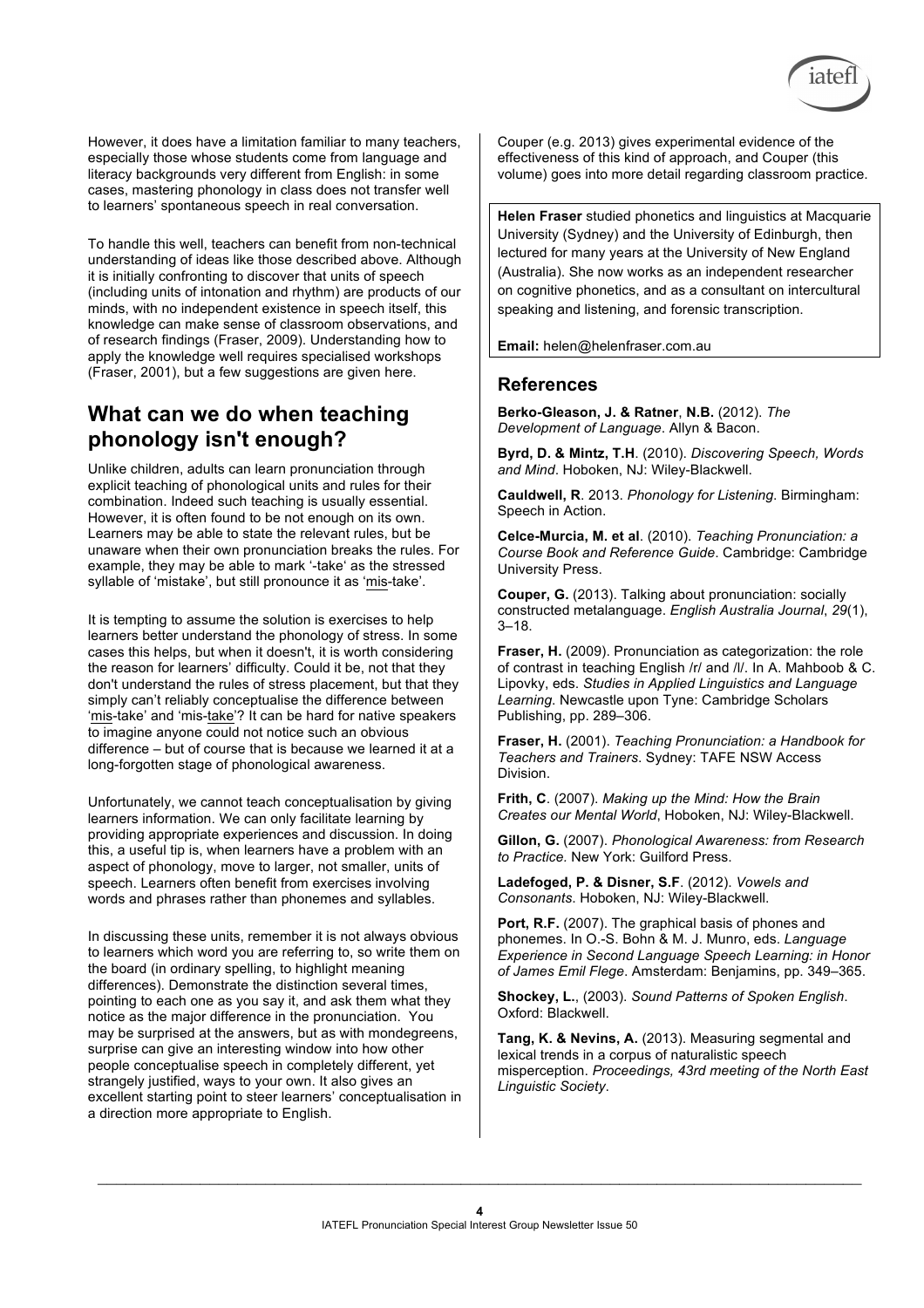However, it does have a limitation familiar to many teachers, especially those whose students come from language and literacy backgrounds very different from English: in some cases, mastering phonology in class does not transfer well to learners' spontaneous speech in real conversation.

To handle this well, teachers can benefit from non-technical understanding of ideas like those described above. Although it is initially confronting to discover that units of speech (including units of intonation and rhythm) are products of our minds, with no independent existence in speech itself, this knowledge can make sense of classroom observations, and of research findings (Fraser, 2009). Understanding how to apply the knowledge well requires specialised workshops (Fraser, 2001), but a few suggestions are given here.

## What can we do when teaching phonology isn't enough?

Unlike children, adults can learn pronunciation through explicit teaching of phonological units and rules for their combination. Indeed such teaching is usually essential. However, it is often found to be not enough on its own. Learners may be able to state the relevant rules, but be unaware when their own pronunciation breaks the rules. For example, they may be able to mark '-take' as the stressed syllable of 'mistake', but still pronounce it as '<u>mis</u>-take'.

It is tempting to assume the solution is exercises to help learners better understand the phonology of stress. In some cases this helps, but when it doesn't, it is worth considering the reason for learners' difficulty. Could it be, not that they don't understand the rules of stress placement, but that they simply can't reliably conceptualise the difference between '<u>mis</u>-take' and 'mis-<u>take</u>'? It can be hard for native speakers to imagine anyone could not notice such an obvious difference – but of course that is because we learned it at a long-forgotten stage of phonological awareness.

Unfortunately, we cannot teach conceptualisation by giving learners information. We can only facilitate learning by providing appropriate experiences and discussion. In doing this, a useful tip is, when learners have a problem with an aspect of phonology, move to larger, not smaller, units of speech. Learners often benefit from exercises involving words and phrases rather than phonemes and syllables.

In discussing these units, remember it is not always obvious to learners which word you are referring to, so write them on the board (in ordinary spelling, to highlight meaning differences). Demonstrate the distinction several times, pointing to each one as you say it, and ask them what they notice as the major difference in the pronunciation. You may be surprised at the answers, but as with mondegreens, surprise can give an interesting window into how other people conceptualise speech in completely different, yet strangely justified, ways to your own. It also gives an excellent starting point to steer learners' conceptualisation in a direction more appropriate to English.

Couper (e.g. 2013) gives experimental evidence of the effectiveness of this kind of approach, and Couper (this volume) goes into more detail regarding classroom practice.

**Helen Fraser** studied phonetics and linguistics at Macquarie University (Sydney) and the University of Edinburgh, then lectured for many years at the University of New England (Australia). She now works as an independent researcher on cognitive phonetics, and as a consultant on intercultural speaking and listening, and forensic transcription.

**Email:** helen@helenfraser.com.au

## References

**Berko-Gleason, J. & Ratner**, **N.B.** (2012). *The Development of Language*. Allyn & Bacon.

**Byrd, D. & Mintz, T.H**. (2010). *Discovering Speech, Words and Mind*. Hoboken, NJ: Wiley-Blackwell.

**Cauldwell, R**. 2013. *Phonology for Listening*. Birmingham: Speech in Action.

**Celce-Murcia, M. et al**. (2010). *Teaching Pronunciation: a Course Book and Reference Guide*. Cambridge: Cambridge University Press.

**Couper, G.** (2013). Talking about pronunciation: socially constructed metalanguage. *English Australia Journal*, *29*(1), 3–18.

**Fraser, H.** (2009). Pronunciation as categorization: the role of contrast in teaching English /r/ and /l/. In A. Mahboob & C. Lipovky, eds. *Studies in Applied Linguistics and Language Learning*. Newcastle upon Tyne: Cambridge Scholars Publishing, pp. 289–306.

**Fraser, H.** (2001). *Teaching Pronunciation: a Handbook for Teachers and Trainers.* Sydney: TAFE NSW Access Division.

**Frith, C**. (2007). *Making up the Mind: How the Brain Creates our Mental World*, Hoboken, NJ: Wiley-Blackwell.

**Gillon, G.** (2007). *Phonological Awareness: from Research to Practice.* New York: Guilford Press.

**Ladefoged, P. & Disner, S.F**. (2012). *Vowels and Consonants*. Hoboken, NJ: Wiley-Blackwell.

**Port, R.F.** (2007). The graphical basis of phones and phonemes. In O.-S. Bohn & M. J. Munro, eds. *Language Experience in Second Language Speech Learning: in Honor of James Emil Flege*. Amsterdam: Benjamins, pp. 349–365.

**Shockey, L.**, (2003). *Sound Patterns of Spoken English*. Oxford: Blackwell.

**Tang, K. & Nevins, A.** (2013). Measuring segmental and lexical trends in a corpus of naturalistic speech misperception. *Proceedings, 43rd meeting of the North East Linguistic Society*.